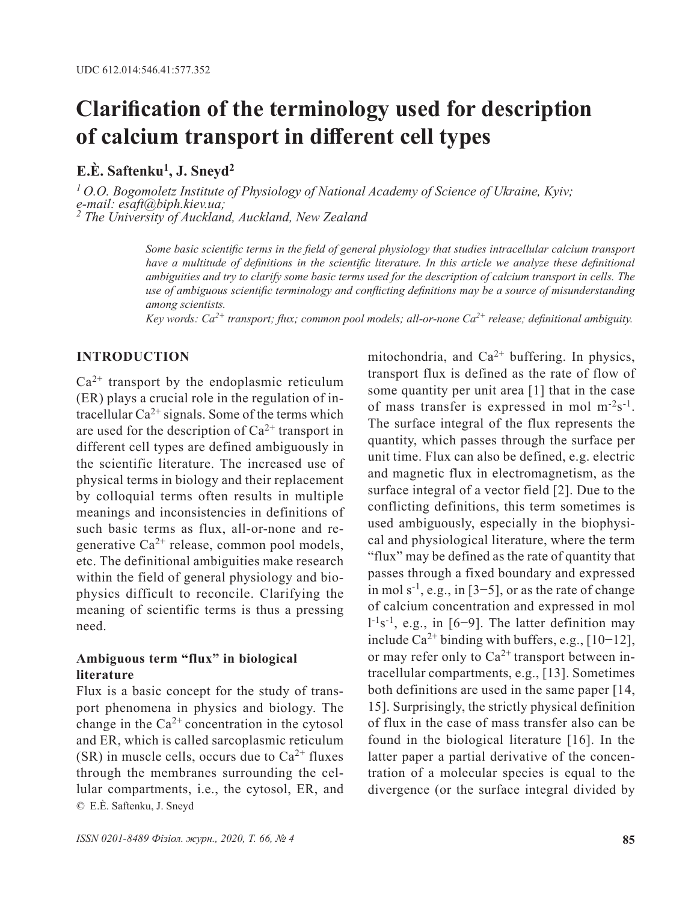UDC 612.014:546.41:577.352

# Clarification of the terminology used for description of calcium transport in different cell types

**E.È. Saftenku[1], J. Sneyd[2]**

*[1] O.O. Bogomoletz Institute of Physiology of National Academy of Science of Ukraine, Kyiv; e-mail: esaft@biph.kiev.ua;*
*[2] The University of Auckland, Auckland, New Zealand*

*Some basic scientific terms in the field of general physiology that studies intracellular calcium transport have a multitude of definitions in the scientific literature. In this article we analyze these definitional ambiguities and try to clarify some basic terms used for the description of calcium transport in cells. The use of ambiguous scientific terminology and conflicting definitions may be a source of misunderstanding among scientists.*

*Key words: $Ca^{2+}$ transport; flux; common pool models; all-or-none $Ca^{2+}$ release; definitional ambiguity.*

## INTRODUCTION

$Ca^{2+}$ transport by the endoplasmic reticulum (ER) plays a crucial role in the regulation of intracellular $Ca^{2+}$ signals. Some of the terms which are used for the description of $Ca^{2+}$ transport in different cell types are defined ambiguously in the scientific literature. The increased use of physical terms in biology and their replacement by colloquial terms often results in multiple meanings and inconsistencies in definitions of such basic terms as flux, all-or-none and regenerative $Ca^{2+}$ release, common pool models, etc. The definitional ambiguities make research within the field of general physiology and biophysics difficult to reconcile. Clarifying the meaning of scientific terms is thus a pressing need.

### Ambiguous term "flux" in biological literature

Flux is a basic concept for the study of transport phenomena in physics and biology. The change in the $Ca^{2+}$ concentration in the cytosol and ER, which is called sarcoplasmic reticulum (SR) in muscle cells, occurs due to $Ca^{2+}$ fluxes through the membranes surrounding the cellular compartments, i.e., the cytosol, ER, and mitochondria, and $Ca^{2+}$ buffering. In physics, transport flux is defined as the rate of flow of some quantity per unit area [1] that in the case of mass transfer is expressed in mol $m^{-2}s^{-1}$. The surface integral of the flux represents the quantity, which passes through the surface per unit time. Flux can also be defined, e.g. electric and magnetic flux in electromagnetism, as the surface integral of a vector field [2]. Due to the conflicting definitions, this term sometimes is used ambiguously, especially in the biophysical and physiological literature, where the term "flux" may be defined as the rate of quantity that passes through a fixed boundary and expressed in mol $s^{-1}$, e.g., in [3−5], or as the rate of change of calcium concentration and expressed in mol $l^{-1}s^{-1}$, e.g., in [6−9]. The latter definition may include $Ca^{2+}$ binding with buffers, e.g., [10−12], or may refer only to $Ca^{2+}$ transport between intracellular compartments, e.g., [13]. Sometimes both definitions are used in the same paper [14, 15]. Surprisingly, the strictly physical definition of flux in the case of mass transfer also can be found in the biological literature [16]. In the latter paper a partial derivative of the concentration of a molecular species is equal to the divergence (or the surface integral divided by

© E.È. Saftenku, J. Sneyd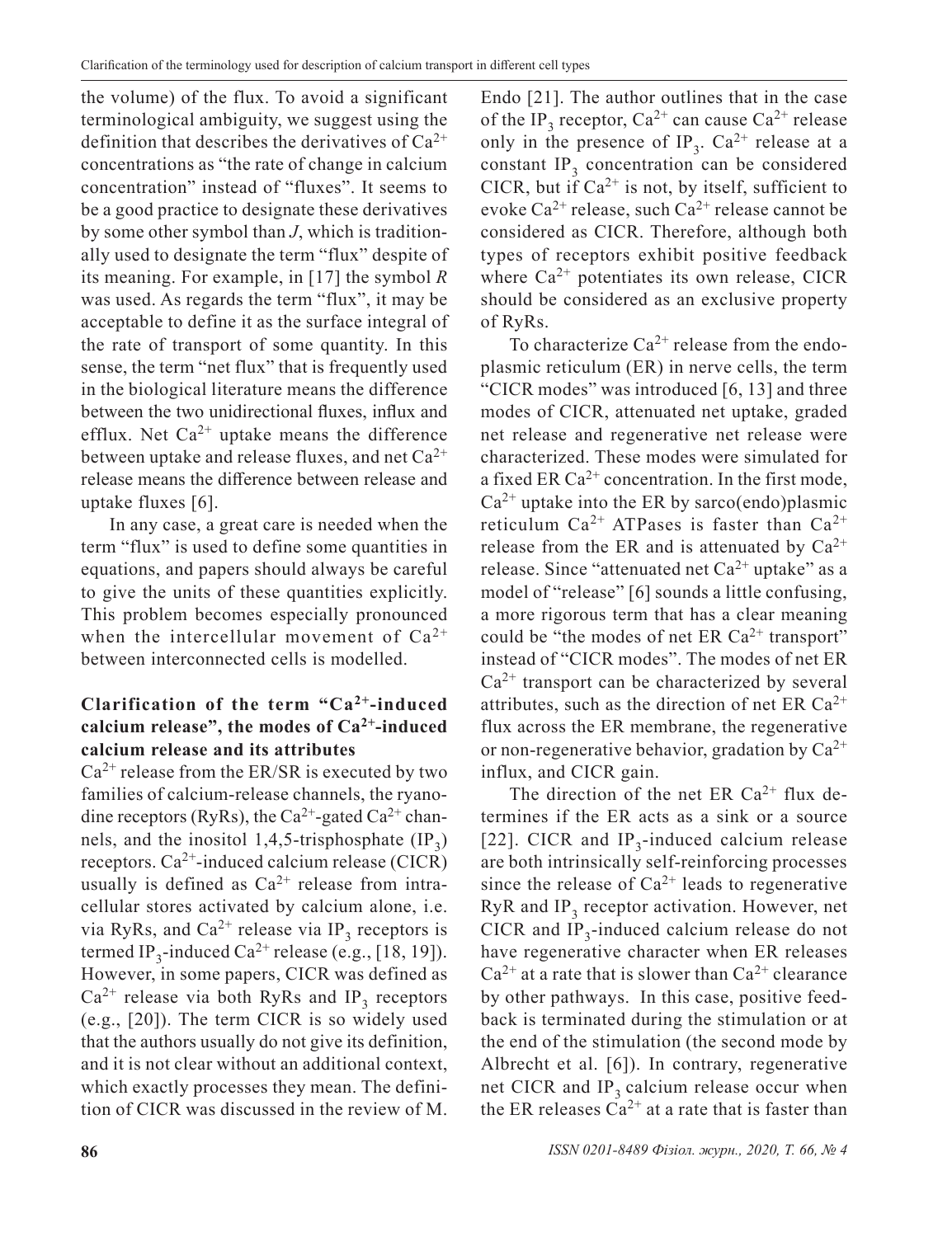the volume) of the flux. To avoid a significant terminological ambiguity, we suggest using the definition that describes the derivatives of $Ca^{2+}$ concentrations as "the rate of change in calcium concentration" instead of "fluxes". It seems to be a good practice to designate these derivatives by some other symbol than *J*, which is traditionally used to designate the term "flux" despite of its meaning. For example, in [17] the symbol *R* was used. As regards the term "flux", it may be acceptable to define it as the surface integral of the rate of transport of some quantity. In this sense, the term "net flux" that is frequently used in the biological literature means the difference between the two unidirectional fluxes, influx and efflux. Net $Ca^{2+}$ uptake means the difference between uptake and release fluxes, and net $Ca^{2+}$ release means the difference between release and uptake fluxes [6].

In any case, a great care is needed when the term "flux" is used to define some quantities in equations, and papers should always be careful to give the units of these quantities explicitly. This problem becomes especially pronounced when the intercellular movement of $Ca^{2+}$ between interconnected cells is modelled.

## Clarification of the term "$Ca^{2+}$-induced calcium release", the modes of $Ca^{2+}$-induced calcium release and its attributes

$Ca^{2+}$ release from the ER/SR is executed by two families of calcium-release channels, the ryanodine receptors (RyRs), the $Ca^{2+}$-gated $Ca^{2+}$ channels, and the inositol 1,4,5-trisphosphate ($IP_3$) receptors. $Ca^{2+}$-induced calcium release (CICR) usually is defined as $Ca^{2+}$ release from intracellular stores activated by calcium alone, i.e. via RyRs, and $Ca^{2+}$ release via $IP_3$ receptors is termed $IP_3$-induced $Ca^{2+}$ release (e.g., [18, 19]). However, in some papers, CICR was defined as $Ca^{2+}$ release via both RyRs and $IP_3$ receptors (e.g., [20]). The term CICR is so widely used that the authors usually do not give its definition, and it is not clear without an additional context, which exactly processes they mean. The definition of CICR was discussed in the review of M. Endo [21]. The author outlines that in the case of the $IP_3$ receptor, $Ca^{2+}$ can cause $Ca^{2+}$ release only in the presence of $IP_3$. $Ca^{2+}$ release at a constant $IP_3$ concentration can be considered CICR, but if $Ca^{2+}$ is not, by itself, sufficient to evoke $Ca^{2+}$ release, such $Ca^{2+}$ release cannot be considered as CICR. Therefore, although both types of receptors exhibit positive feedback where $Ca^{2+}$ potentiates its own release, CICR should be considered as an exclusive property of RyRs.

To characterize $Ca^{2+}$ release from the endoplasmic reticulum (ER) in nerve cells, the term "CICR modes" was introduced [6, 13] and three modes of CICR, attenuated net uptake, graded net release and regenerative net release were characterized. These modes were simulated for a fixed ER $Ca^{2+}$ concentration. In the first mode, $Ca^{2+}$ uptake into the ER by sarco(endo)plasmic reticulum $Ca^{2+}$ ATPases is faster than $Ca^{2+}$ release from the ER and is attenuated by $Ca^{2+}$ release. Since "attenuated net $Ca^{2+}$ uptake" as a model of "release" [6] sounds a little confusing, a more rigorous term that has a clear meaning could be "the modes of net ER $Ca^{2+}$ transport" instead of "CICR modes". The modes of net ER $Ca^{2+}$ transport can be characterized by several attributes, such as the direction of net ER $Ca^{2+}$ flux across the ER membrane, the regenerative or non-regenerative behavior, gradation by $Ca^{2+}$ influx, and CICR gain.

The direction of the net ER $Ca^{2+}$ flux determines if the ER acts as a sink or a source [22]. CICR and $IP_3$-induced calcium release are both intrinsically self-reinforcing processes since the release of $Ca^{2+}$ leads to regenerative RyR and $IP_3$ receptor activation. However, net CICR and $IP_3$-induced calcium release do not have regenerative character when ER releases $Ca^{2+}$ at a rate that is slower than $Ca^{2+}$ clearance by other pathways. In this case, positive feedback is terminated during the stimulation or at the end of the stimulation (the second mode by Albrecht et al. [6]). In contrary, regenerative net CICR and $IP_3$ calcium release occur when the ER releases $Ca^{2+}$ at a rate that is faster than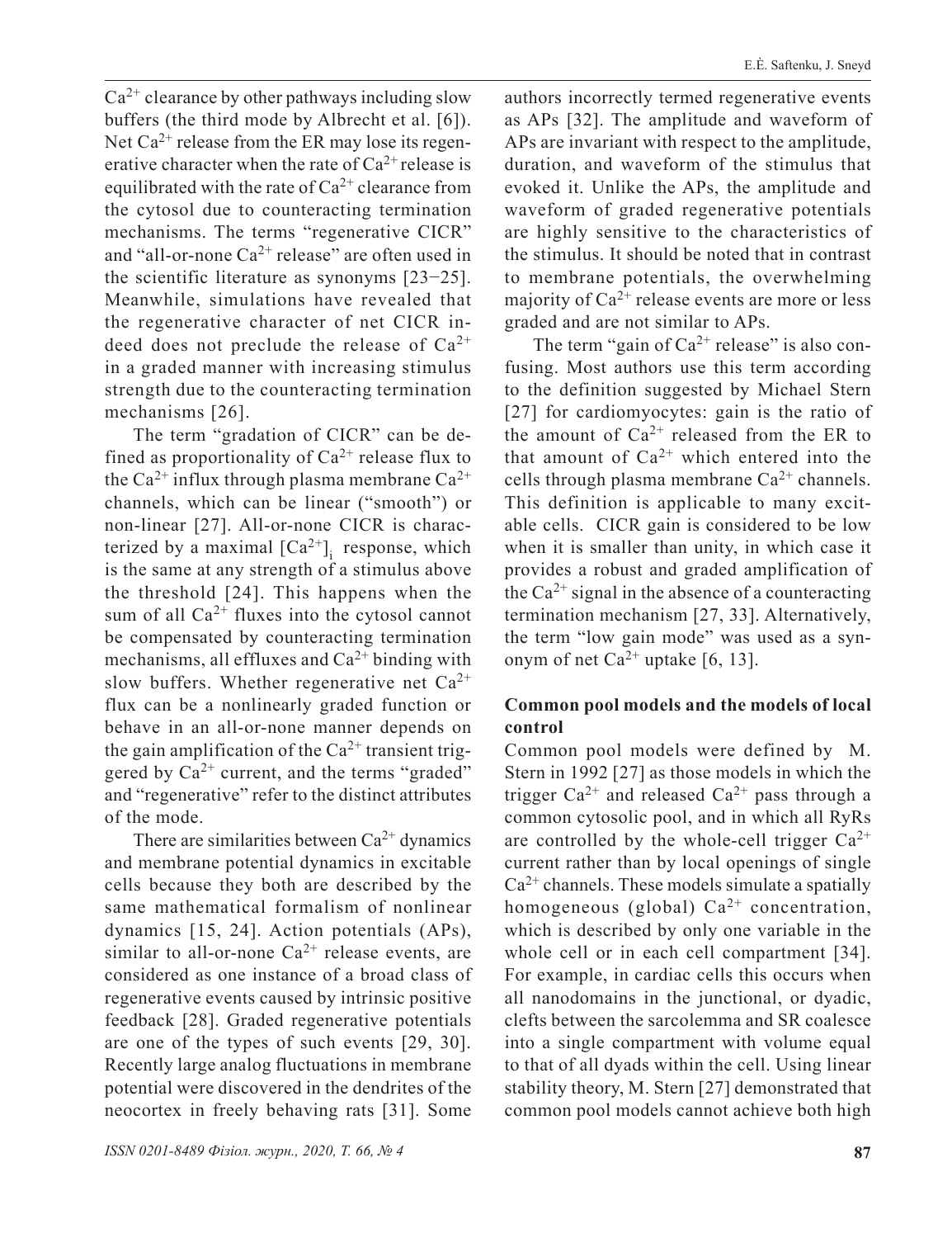$Ca^{2+}$ clearance by other pathways including slow buffers (the third mode by Albrecht et al. [6]). Net $Ca^{2+}$ release from the ER may lose its regenerative character when the rate of $Ca^{2+}$ release is equilibrated with the rate of $Ca^{2+}$ clearance from the cytosol due to counteracting termination mechanisms. The terms "regenerative CICR" and "all-or-none $Ca^{2+}$ release" are often used in the scientific literature as synonyms [23−25]. Meanwhile, simulations have revealed that the regenerative character of net CICR indeed does not preclude the release of $Ca^{2+}$ in a graded manner with increasing stimulus strength due to the counteracting termination mechanisms [26].

The term "gradation of CICR" can be defined as proportionality of $Ca^{2+}$ release flux to the $Ca^{2+}$ influx through plasma membrane $Ca^{2+}$ channels, which can be linear ("smooth") or non-linear [27]. All-or-none CICR is characterized by a maximal $[Ca^{2+}]_i$ response, which is the same at any strength of a stimulus above the threshold [24]. This happens when the sum of all $Ca^{2+}$ fluxes into the cytosol cannot be compensated by counteracting termination mechanisms, all effluxes and $Ca^{2+}$ binding with slow buffers. Whether regenerative net $Ca^{2+}$ flux can be a nonlinearly graded function or behave in an all-or-none manner depends on the gain amplification of the $Ca^{2+}$ transient triggered by $Ca^{2+}$ current, and the terms "graded" and "regenerative" refer to the distinct attributes of the mode.

There are similarities between $Ca^{2+}$ dynamics and membrane potential dynamics in excitable cells because they both are described by the same mathematical formalism of nonlinear dynamics [15, 24]. Action potentials (APs), similar to all-or-none $Ca^{2+}$ release events, are considered as one instance of a broad class of regenerative events caused by intrinsic positive feedback [28]. Graded regenerative potentials are one of the types of such events [29, 30]. Recently large analog fluctuations in membrane potential were discovered in the dendrites of the neocortex in freely behaving rats [31]. Some authors incorrectly termed regenerative events as APs [32]. The amplitude and waveform of APs are invariant with respect to the amplitude, duration, and waveform of the stimulus that evoked it. Unlike the APs, the amplitude and waveform of graded regenerative potentials are highly sensitive to the characteristics of the stimulus. It should be noted that in contrast to membrane potentials, the overwhelming majority of $Ca^{2+}$ release events are more or less graded and are not similar to APs.

The term "gain of $Ca^{2+}$ release" is also confusing. Most authors use this term according to the definition suggested by Michael Stern [27] for cardiomyocytes: gain is the ratio of the amount of $Ca^{2+}$ released from the ER to that amount of $Ca^{2+}$ which entered into the cells through plasma membrane $Ca^{2+}$ channels. This definition is applicable to many excitable cells. CICR gain is considered to be low when it is smaller than unity, in which case it provides a robust and graded amplification of the $Ca^{2+}$ signal in the absence of a counteracting termination mechanism [27, 33]. Alternatively, the term "low gain mode" was used as a synonym of net $Ca^{2+}$ uptake [6, 13].

## Common pool models and the models of local control

Common pool models were defined by M. Stern in 1992 [27] as those models in which the trigger $Ca^{2+}$ and released $Ca^{2+}$ pass through a common cytosolic pool, and in which all RyRs are controlled by the whole-cell trigger $Ca^{2+}$ current rather than by local openings of single $Ca^{2+}$ channels. These models simulate a spatially homogeneous (global) $Ca^{2+}$ concentration, which is described by only one variable in the whole cell or in each cell compartment [34]. For example, in cardiac cells this occurs when all nanodomains in the junctional, or dyadic, clefts between the sarcolemma and SR coalesce into a single compartment with volume equal to that of all dyads within the cell. Using linear stability theory, M. Stern [27] demonstrated that common pool models cannot achieve both high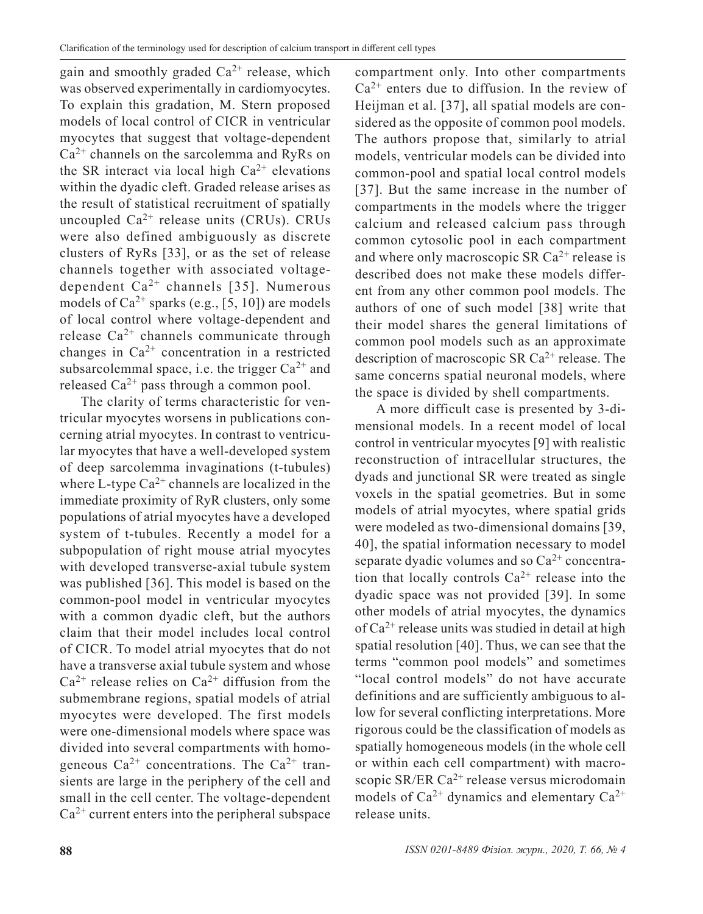gain and smoothly graded $Ca^{2+}$ release, which was observed experimentally in cardiomyocytes. To explain this gradation, M. Stern proposed models of local control of CICR in ventricular myocytes that suggest that voltage-dependent $Ca^{2+}$ channels on the sarcolemma and RyRs on the SR interact via local high $Ca^{2+}$ elevations within the dyadic cleft. Graded release arises as the result of statistical recruitment of spatially uncoupled $Ca^{2+}$ release units (CRUs). CRUs were also defined ambiguously as discrete clusters of RyRs [33], or as the set of release channels together with associated voltage-dependent $Ca^{2+}$ channels [35]. Numerous models of $Ca^{2+}$ sparks (e.g., [5, 10]) are models of local control where voltage-dependent and release $Ca^{2+}$ channels communicate through changes in $Ca^{2+}$ concentration in a restricted subsarcolemmal space, i.e. the trigger $Ca^{2+}$ and released $Ca^{2+}$ pass through a common pool.

The clarity of terms characteristic for ventricular myocytes worsens in publications concerning atrial myocytes. In contrast to ventricular myocytes that have a well-developed system of deep sarcolemma invaginations (t-tubules) where L-type $Ca^{2+}$ channels are localized in the immediate proximity of RyR clusters, only some populations of atrial myocytes have a developed system of t-tubules. Recently a model for a subpopulation of right mouse atrial myocytes with developed transverse-axial tubule system was published [36]. This model is based on the common-pool model in ventricular myocytes with a common dyadic cleft, but the authors claim that their model includes local control of CICR. To model atrial myocytes that do not have a transverse axial tubule system and whose $Ca^{2+}$ release relies on $Ca^{2+}$ diffusion from the submembrane regions, spatial models of atrial myocytes were developed. The first models were one-dimensional models where space was divided into several compartments with homogeneous $Ca^{2+}$ concentrations. The $Ca^{2+}$ transients are large in the periphery of the cell and small in the cell center. The voltage-dependent $Ca^{2+}$ current enters into the peripheral subspace compartment only. Into other compartments $Ca^{2+}$ enters due to diffusion. In the review of Heijman et al. [37], all spatial models are considered as the opposite of common pool models. The authors propose that, similarly to atrial models, ventricular models can be divided into common-pool and spatial local control models [37]. But the same increase in the number of compartments in the models where the trigger calcium and released calcium pass through common cytosolic pool in each compartment and where only macroscopic SR $Ca^{2+}$ release is described does not make these models different from any other common pool models. The authors of one of such model [38] write that their model shares the general limitations of common pool models such as an approximate description of macroscopic SR $Ca^{2+}$ release. The same concerns spatial neuronal models, where the space is divided by shell compartments.

A more difficult case is presented by 3-dimensional models. In a recent model of local control in ventricular myocytes [9] with realistic reconstruction of intracellular structures, the dyads and junctional SR were treated as single voxels in the spatial geometries. But in some models of atrial myocytes, where spatial grids were modeled as two-dimensional domains [39, 40], the spatial information necessary to model separate dyadic volumes and so $Ca^{2+}$ concentration that locally controls $Ca^{2+}$ release into the dyadic space was not provided [39]. In some other models of atrial myocytes, the dynamics of $Ca^{2+}$ release units was studied in detail at high spatial resolution [40]. Thus, we can see that the terms "common pool models" and sometimes "local control models" do not have accurate definitions and are sufficiently ambiguous to allow for several conflicting interpretations. More rigorous could be the classification of models as spatially homogeneous models (in the whole cell or within each cell compartment) with macroscopic SR/ER $Ca^{2+}$ release versus microdomain models of $Ca^{2+}$ dynamics and elementary $Ca^{2+}$ release units.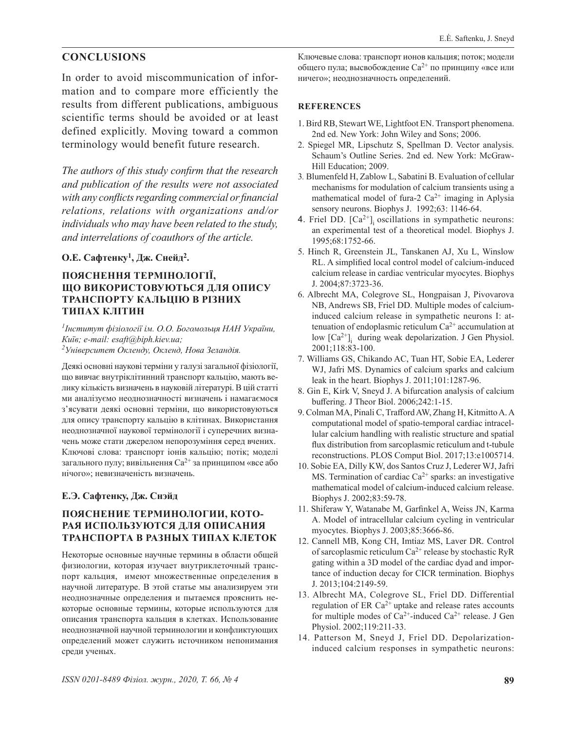## CONCLUSIONS

In order to avoid miscommunication of information and to compare more efficiently the results from different publications, ambiguous scientific terms should be avoided or at least defined explicitly. Moving toward a common terminology would benefit future research.

*The authors of this study confirm that the research and publication of the results were not associated with any conflicts regarding commercial or financial relations, relations with organizations and/or individuals who may have been related to the study, and interrelations of coauthors of the article.*

**О.Е. Сафтенку[1], Дж. Снейд[2].**

### ПОЯСНЕННЯ ТЕРМІНОЛОГІЇ, ЩО ВИКОРИСТОВУЮТЬСЯ ДЛЯ ОПИСУ ТРАНСПОРТУ КАЛЬЦІЮ В РІЗНИХ ТИПАХ КЛІТИН

*[1]Інститут фізіології ім. О.О. Богомольця НАН України, Київ; e-mail: esaft@biph.kiev.ua;*
*[2]Університет Окленду, Окленд, Нова Зеландія.*

Деякі основні наукові терміни в галузі загальної фізіології, що вивчає внутріклітинний транспорт кальцію, мають велику кількість визначень в науковій літературі. В цій статті ми аналізуємо неоднозначності визначень і намагаємося з'ясувати деякі основні терміни, що використовуються для опису транспорту кальцію в клітинах. Використання неоднозначної наукової термінології і суперечних визначень може стати джерелом непорозуміння серед вчених.
Ключові слова: транспорт іонів кальцію; потік; моделі загального пулу; вивільнення $Ca^{2+}$ за принципом «все або нічого»; невизначеність визначень.

**Е.Э. Сафтенку, Дж. Снэйд**

### ПОЯСНЕНИЕ ТЕРМИНОЛОГИИ, КОТОРАЯ ИСПОЛЬЗУЮТСЯ ДЛЯ ОПИСАНИЯ ТРАНСПОРТА В РАЗНЫХ ТИПАХ КЛЕТОК

Некоторые основные научные термины в области общей физиологии, которая изучает внутриклеточный транспорт кальция, имеют множественные определения в научной литературе. В этой статье мы анализируем эти неоднозначные определения и пытаемся прояснить некоторые основные термины, которые используются для описания транспорта кальция в клетках. Использование неоднозначной научной терминологии и конфликтующих определений может служить источником непонимания среди ученых.

Ключевые слова: транспорт ионов кальция; поток; модели общего пула; высвобождение $Ca^{2+}$ по принципу «все или ничего»; неоднозначность определений.

## REFERENCES

1. Bird RB, Stewart WE, Lightfoot EN. Transport phenomena. 2nd ed. New York: John Wiley and Sons; 2006.
2. Spiegel MR, Lipschutz S, Spellman D. Vector analysis. Schaum's Outline Series. 2nd ed. New York: McGraw-Hill Education; 2009.
3. Blumenfeld H, Zablow L, Sabatini B. Evaluation of cellular mechanisms for modulation of calcium transients using a mathematical model of fura-2 $Ca^{2+}$ imaging in Aplysia sensory neurons. Biophys J. 1992;63: 1146-64.
4. Friel DD. $[Ca^{2+}]_i$ oscillations in sympathetic neurons: an experimental test of a theoretical model. Biophys J. 1995;68:1752-66.
5. Hinch R, Greenstein JL, Tanskanen AJ, Xu L, Winslow RL. A simplified local control model of calcium-induced calcium release in cardiac ventricular myocytes. Biophys J. 2004;87:3723-36.
6. Albrecht MA, Colegrove SL, Hongpaisan J, Pivovarova NB, Andrews SB, Friel DD. Multiple modes of calcium-induced calcium release in sympathetic neurons I: attenuation of endoplasmic reticulum $Ca^{2+}$ accumulation at low $[Ca^{2+}]_i$ during weak depolarization. J Gen Physiol. 2001;118:83-100.
7. Williams GS, Chikando AC, Tuan HT, Sobie EA, Lederer WJ, Jafri MS. Dynamics of calcium sparks and calcium leak in the heart. Biophys J. 2011;101:1287-96.
8. Gin E, Kirk V, Sneyd J. A bifurcation analysis of calcium buffering. J Theor Biol. 2006;242:1-15.
9. Colman MA, Pinali C, Trafford AW, Zhang H, Kitmitto A. A computational model of spatio-temporal cardiac intracellular calcium handling with realistic structure and spatial flux distribution from sarcoplasmic reticulum and t-tubule reconstructions. PLOS Comput Biol. 2017;13:e1005714.
10. Sobie EA, Dilly KW, dos Santos Cruz J, Lederer WJ, Jafri MS. Termination of cardiac $Ca^{2+}$ sparks: an investigative mathematical model of calcium-induced calcium release. Biophys J. 2002;83:59-78.
11. Shiferaw Y, Watanabe M, Garfinkel A, Weiss JN, Karma A. Model of intracellular calcium cycling in ventricular myocytes. Biophys J. 2003;85:3666-86.
12. Cannell MB, Kong CH, Imtiaz MS, Laver DR. Control of sarcoplasmic reticulum $Ca^{2+}$ release by stochastic RyR gating within a 3D model of the cardiac dyad and importance of induction decay for CICR termination. Biophys J. 2013;104:2149-59.
13. Albrecht MA, Colegrove SL, Friel DD. Differential regulation of ER $Ca^{2+}$ uptake and release rates accounts for multiple modes of $Ca^{2+}$-induced $Ca^{2+}$ release. J Gen Physiol. 2002;119:211-33.
14. Patterson M, Sneyd J, Friel DD. Depolarization-induced calcium responses in sympathetic neurons: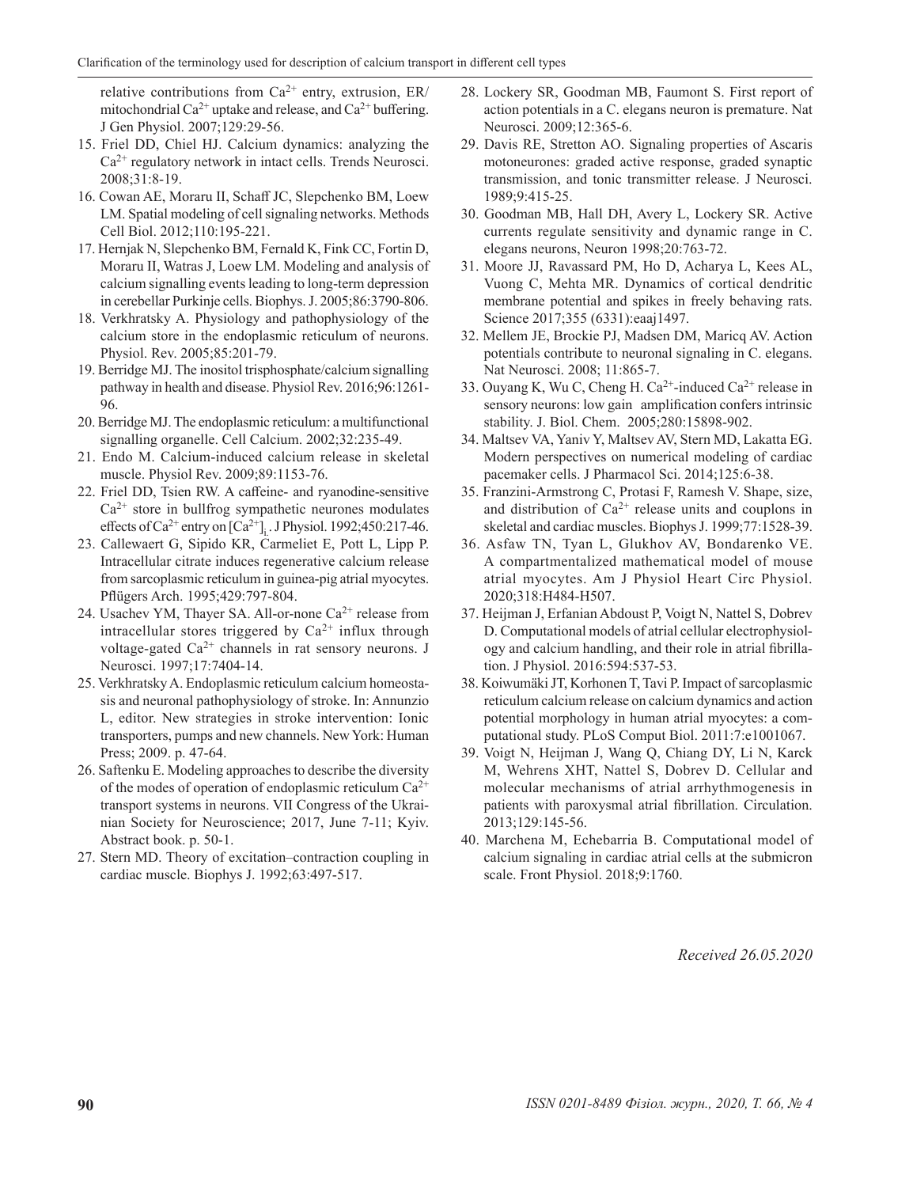relative contributions from $Ca^{2+}$ entry, extrusion, ER/mitochondrial $Ca^{2+}$ uptake and release, and $Ca^{2+}$ buffering. J Gen Physiol. 2007;129:29-56.

15. Friel DD, Chiel HJ. Calcium dynamics: analyzing the $Ca^{2+}$ regulatory network in intact cells. Trends Neurosci. 2008;31:8-19.
16. Cowan AE, Moraru II, Schaff JC, Slepchenko BM, Loew LM. Spatial modeling of cell signaling networks. Methods Cell Biol. 2012;110:195-221.
17. Hernjak N, Slepchenko BM, Fernald K, Fink CC, Fortin D, Moraru II, Watras J, Loew LM. Modeling and analysis of calcium signalling events leading to long-term depression in cerebellar Purkinje cells. Biophys. J. 2005;86:3790-806.
18. Verkhratsky A. Physiology and pathophysiology of the calcium store in the endoplasmic reticulum of neurons. Physiol. Rev. 2005;85:201-79.
19. Berridge MJ. The inositol trisphosphate/calcium signalling pathway in health and disease. Physiol Rev. 2016;96:1261-96.
20. Berridge MJ. The endoplasmic reticulum: a multifunctional signalling organelle. Cell Calcium. 2002;32:235-49.
21. Endo M. Calcium-induced calcium release in skeletal muscle. Physiol Rev. 2009;89:1153-76.
22. Friel DD, Tsien RW. A caffeine- and ryanodine-sensitive $Ca^{2+}$ store in bullfrog sympathetic neurones modulates effects of $Ca^{2+}$ entry on $[Ca^{2+}]_i$. J Physiol. 1992;450:217-46.
23. Callewaert G, Sipido KR, Carmeliet E, Pott L, Lipp P. Intracellular citrate induces regenerative calcium release from sarcoplasmic reticulum in guinea-pig atrial myocytes. Pflügers Arch. 1995;429:797-804.
24. Usachev YM, Thayer SA. All-or-none $Ca^{2+}$ release from intracellular stores triggered by $Ca^{2+}$ influx through voltage-gated $Ca^{2+}$ channels in rat sensory neurons. J Neurosci. 1997;17:7404-14.
25. Verkhratsky A. Endoplasmic reticulum calcium homeostasis and neuronal pathophysiology of stroke. In: Annunzio L, editor. New strategies in stroke intervention: Ionic transporters, pumps and new channels. New York: Human Press; 2009. p. 47-64.
26. Saftenku E. Modeling approaches to describe the diversity of the modes of operation of endoplasmic reticulum $Ca^{2+}$ transport systems in neurons. VII Congress of the Ukrainian Society for Neuroscience; 2017, June 7-11; Kyiv. Abstract book. p. 50-1.
27. Stern MD. Theory of excitation–contraction coupling in cardiac muscle. Biophys J. 1992;63:497-517.
28. Lockery SR, Goodman MB, Faumont S. First report of action potentials in a C. elegans neuron is premature. Nat Neurosci. 2009;12:365-6.
29. Davis RE, Stretton AO. Signaling properties of Ascaris motoneurones: graded active response, graded synaptic transmission, and tonic transmitter release. J Neurosci. 1989;9:415-25.
30. Goodman MB, Hall DH, Avery L, Lockery SR. Active currents regulate sensitivity and dynamic range in C. elegans neurons, Neuron 1998;20:763-72.
31. Moore JJ, Ravassard PM, Ho D, Acharya L, Kees AL, Vuong C, Mehta MR. Dynamics of cortical dendritic membrane potential and spikes in freely behaving rats. Science 2017;355 (6331):eaaj1497.
32. Mellem JE, Brockie PJ, Madsen DM, Maricq AV. Action potentials contribute to neuronal signaling in C. elegans. Nat Neurosci. 2008; 11:865-7.
33. Ouyang K, Wu C, Cheng H. $Ca^{2+}$-induced $Ca^{2+}$ release in sensory neurons: low gain amplification confers intrinsic stability. J. Biol. Chem. 2005;280:15898-902.
34. Maltsev VA, Yaniv Y, Maltsev AV, Stern MD, Lakatta EG. Modern perspectives on numerical modeling of cardiac pacemaker cells. J Pharmacol Sci. 2014;125:6-38.
35. Franzini-Armstrong C, Protasi F, Ramesh V. Shape, size, and distribution of $Ca^{2+}$ release units and couplons in skeletal and cardiac muscles. Biophys J. 1999;77:1528-39.
36. Asfaw TN, Tyan L, Glukhov AV, Bondarenko VE. A compartmentalized mathematical model of mouse atrial myocytes. Am J Physiol Heart Circ Physiol. 2020;318:H484-H507.
37. Heijman J, Erfanian Abdoust P, Voigt N, Nattel S, Dobrev D. Computational models of atrial cellular electrophysiology and calcium handling, and their role in atrial fibrillation. J Physiol. 2016:594:537-53.
38. Koiwumäki JT, Korhonen T, Tavi P. Impact of sarcoplasmic reticulum calcium release on calcium dynamics and action potential morphology in human atrial myocytes: a computational study. PLoS Comput Biol. 2011:7:e1001067.
39. Voigt N, Heijman J, Wang Q, Chiang DY, Li N, Karck M, Wehrens XHT, Nattel S, Dobrev D. Cellular and molecular mechanisms of atrial arrhythmogenesis in patients with paroxysmal atrial fibrillation. Circulation. 2013;129:145-56.
40. Marchena M, Echebarria B. Computational model of calcium signaling in cardiac atrial cells at the submicron scale. Front Physiol. 2018;9:1760.

*Received 26.05.2020*